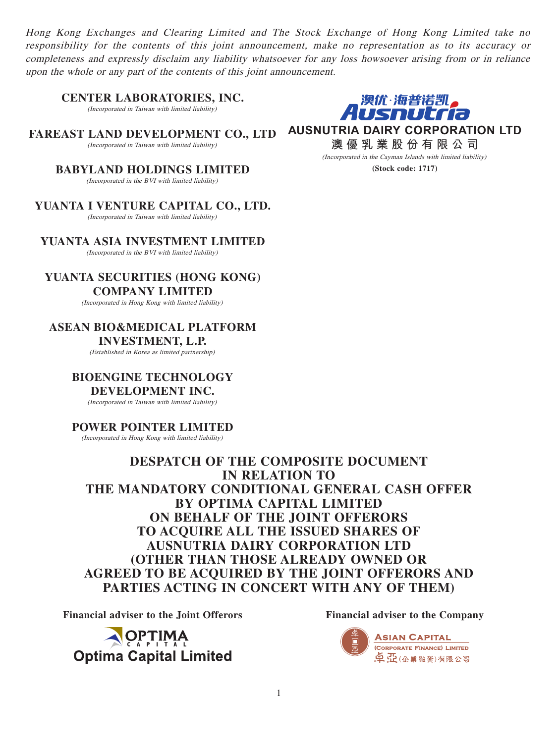*Hong Kong Exchanges and Clearing Limited and The Stock Exchange of Hong Kong Limited take no responsibility for the contents of this joint announcement, make no representation as to its accuracy or completeness and expressly disclaim any liability whatsoever for any loss howsoever arising from or in reliance upon the whole or any part of the contents of this joint announcement.*

**CENTER LABORATORIES, INC.**
*(Incorporated in Taiwan with limited liability)*

**FAREAST LAND DEVELOPMENT CO., LTD**
*(Incorporated in Taiwan with limited liability)*

**BABYLAND HOLDINGS LIMITED**
*(Incorporated in the BVI with limited liability)*

**YUANTA I VENTURE CAPITAL CO., LTD.**
*(Incorporated in Taiwan with limited liability)*

**YUANTA ASIA INVESTMENT LIMITED**
*(Incorporated in the BVI with limited liability)*

**YUANTA SECURITIES (HONG KONG) COMPANY LIMITED**
*(Incorporated in Hong Kong with limited liability)*

**ASEAN BIO&MEDICAL PLATFORM INVESTMENT, L.P.**
*(Established in Korea as limited partnership)*

**BIOENGINE TECHNOLOGY DEVELOPMENT INC.**
*(Incorporated in Taiwan with limited liability)*

**POWER POINTER LIMITED**
*(Incorporated in Hong Kong with limited liability)*

澳优·海普诺凯 Ausnutria

**AUSNUTRIA DAIRY CORPORATION LTD**
**澳優乳業股份有限公司**
*(Incorporated in the Cayman Islands with limited liability)*
**(Stock code: 1717)**

# DESPATCH OF THE COMPOSITE DOCUMENT IN RELATION TO THE MANDATORY CONDITIONAL GENERAL CASH OFFER BY OPTIMA CAPITAL LIMITED ON BEHALF OF THE JOINT OFFERORS TO ACQUIRE ALL THE ISSUED SHARES OF AUSNUTRIA DAIRY CORPORATION LTD (OTHER THAN THOSE ALREADY OWNED OR AGREED TO BE ACQUIRED BY THE JOINT OFFERORS AND PARTIES ACTING IN CONCERT WITH ANY OF THEM)

**Financial adviser to the Joint Offerors**

Optima Capital Limited

**Financial adviser to the Company**

Asian Capital (Corporate Finance) Limited
卓亞(企業融資)有限公司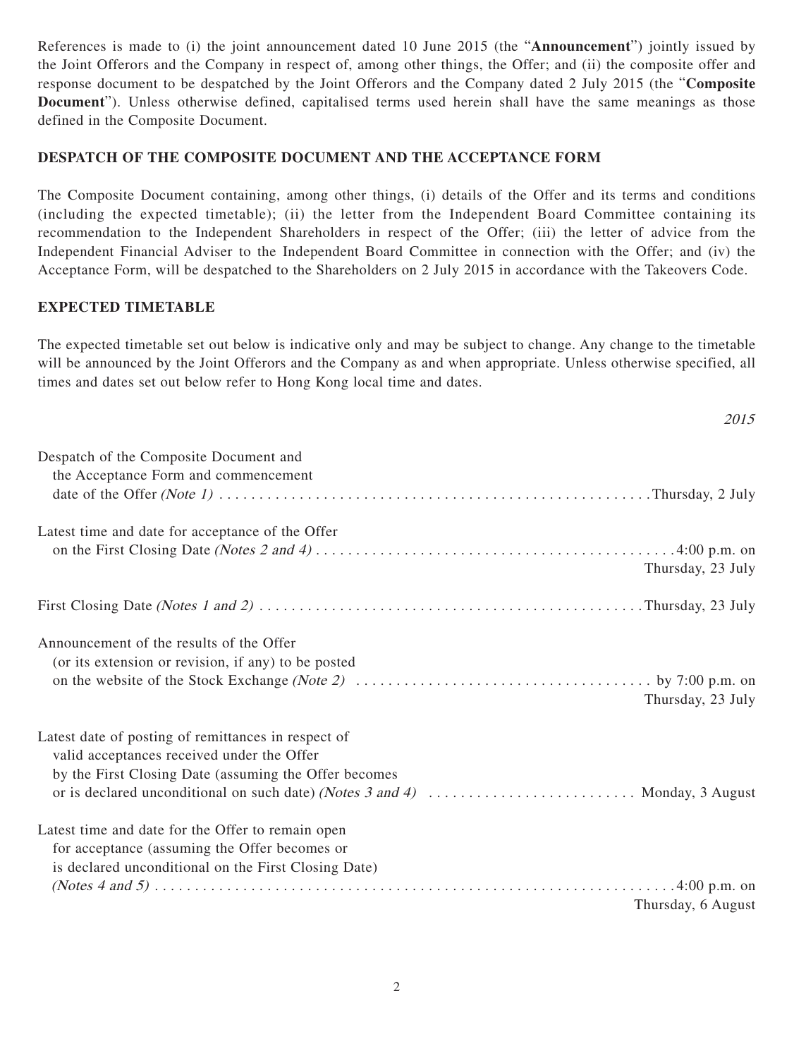References is made to (i) the joint announcement dated 10 June 2015 (the "**Announcement**") jointly issued by the Joint Offerors and the Company in respect of, among other things, the Offer; and (ii) the composite offer and response document to be despatched by the Joint Offerors and the Company dated 2 July 2015 (the "**Composite Document**"). Unless otherwise defined, capitalised terms used herein shall have the same meanings as those defined in the Composite Document.

## DESPATCH OF THE COMPOSITE DOCUMENT AND THE ACCEPTANCE FORM

The Composite Document containing, among other things, (i) details of the Offer and its terms and conditions (including the expected timetable); (ii) the letter from the Independent Board Committee containing its recommendation to the Independent Shareholders in respect of the Offer; (iii) the letter of advice from the Independent Financial Adviser to the Independent Board Committee in connection with the Offer; and (iv) the Acceptance Form, will be despatched to the Shareholders on 2 July 2015 in accordance with the Takeovers Code.

## EXPECTED TIMETABLE

The expected timetable set out below is indicative only and may be subject to change. Any change to the timetable will be announced by the Joint Offerors and the Company as and when appropriate. Unless otherwise specified, all times and dates set out below refer to Hong Kong local time and dates.

| | *2015* |
|---|---|
| Despatch of the Composite Document and the Acceptance Form and commencement date of the Offer *(Note 1)* | Thursday, 2 July |
| Latest time and date for acceptance of the Offer on the First Closing Date *(Notes 2 and 4)* | 4:00 p.m. on Thursday, 23 July |
| First Closing Date *(Notes 1 and 2)* | Thursday, 23 July |
| Announcement of the results of the Offer (or its extension or revision, if any) to be posted on the website of the Stock Exchange *(Note 2)* | by 7:00 p.m. on Thursday, 23 July |
| Latest date of posting of remittances in respect of valid acceptances received under the Offer by the First Closing Date (assuming the Offer becomes or is declared unconditional on such date) *(Notes 3 and 4)* | Monday, 3 August |
| Latest time and date for the Offer to remain open for acceptance (assuming the Offer becomes or is declared unconditional on the First Closing Date) *(Notes 4 and 5)* | 4:00 p.m. on Thursday, 6 August |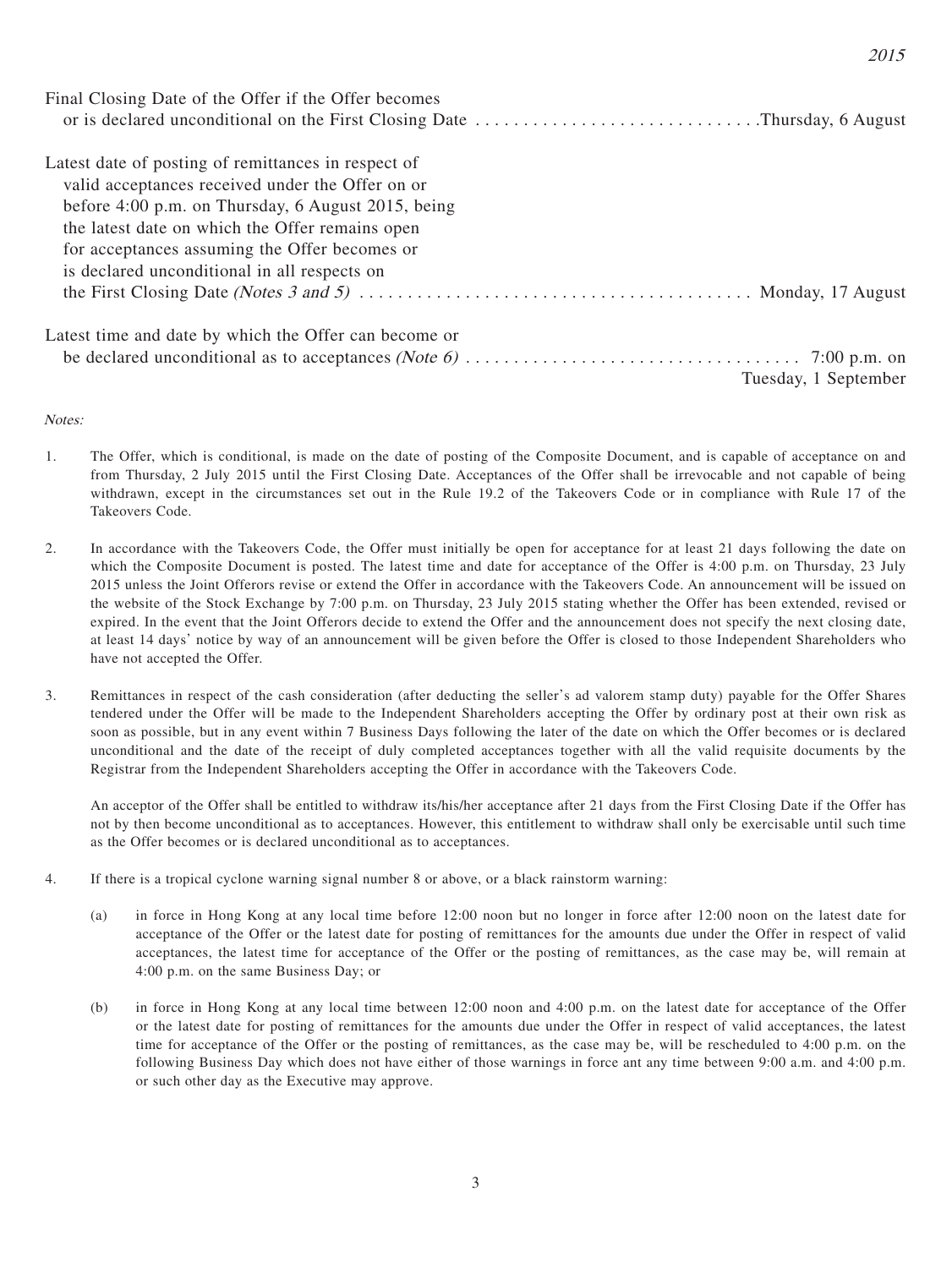| | 2015 |
|---|---|
| Final Closing Date of the Offer if the Offer becomes or is declared unconditional on the First Closing Date | Thursday, 6 August |
| Latest date of posting of remittances in respect of valid acceptances received under the Offer on or before 4:00 p.m. on Thursday, 6 August 2015, being the latest date on which the Offer remains open for acceptances assuming the Offer becomes or is declared unconditional in all respects on the First Closing Date *(Notes 3 and 5)* | Monday, 17 August |
| Latest time and date by which the Offer can become or be declared unconditional as to acceptances *(Note 6)* | 7:00 p.m. on Tuesday, 1 September |

*Notes:*

1. The Offer, which is conditional, is made on the date of posting of the Composite Document, and is capable of acceptance on and from Thursday, 2 July 2015 until the First Closing Date. Acceptances of the Offer shall be irrevocable and not capable of being withdrawn, except in the circumstances set out in the Rule 19.2 of the Takeovers Code or in compliance with Rule 17 of the Takeovers Code.

2. In accordance with the Takeovers Code, the Offer must initially be open for acceptance for at least 21 days following the date on which the Composite Document is posted. The latest time and date for acceptance of the Offer is 4:00 p.m. on Thursday, 23 July 2015 unless the Joint Offerors revise or extend the Offer in accordance with the Takeovers Code. An announcement will be issued on the website of the Stock Exchange by 7:00 p.m. on Thursday, 23 July 2015 stating whether the Offer has been extended, revised or expired. In the event that the Joint Offerors decide to extend the Offer and the announcement does not specify the next closing date, at least 14 days' notice by way of an announcement will be given before the Offer is closed to those Independent Shareholders who have not accepted the Offer.

3. Remittances in respect of the cash consideration (after deducting the seller's ad valorem stamp duty) payable for the Offer Shares tendered under the Offer will be made to the Independent Shareholders accepting the Offer by ordinary post at their own risk as soon as possible, but in any event within 7 Business Days following the later of the date on which the Offer becomes or is declared unconditional and the date of the receipt of duly completed acceptances together with all the valid requisite documents by the Registrar from the Independent Shareholders accepting the Offer in accordance with the Takeovers Code.

   An acceptor of the Offer shall be entitled to withdraw its/his/her acceptance after 21 days from the First Closing Date if the Offer has not by then become unconditional as to acceptances. However, this entitlement to withdraw shall only be exercisable until such time as the Offer becomes or is declared unconditional as to acceptances.

4. If there is a tropical cyclone warning signal number 8 or above, or a black rainstorm warning:

   (a) in force in Hong Kong at any local time before 12:00 noon but no longer in force after 12:00 noon on the latest date for acceptance of the Offer or the latest date for posting of remittances for the amounts due under the Offer in respect of valid acceptances, the latest time for acceptance of the Offer or the posting of remittances, as the case may be, will remain at 4:00 p.m. on the same Business Day; or

   (b) in force in Hong Kong at any local time between 12:00 noon and 4:00 p.m. on the latest date for acceptance of the Offer or the latest date for posting of remittances for the amounts due under the Offer in respect of valid acceptances, the latest time for acceptance of the Offer or the posting of remittances, as the case may be, will be rescheduled to 4:00 p.m. on the following Business Day which does not have either of those warnings in force ant any time between 9:00 a.m. and 4:00 p.m. or such other day as the Executive may approve.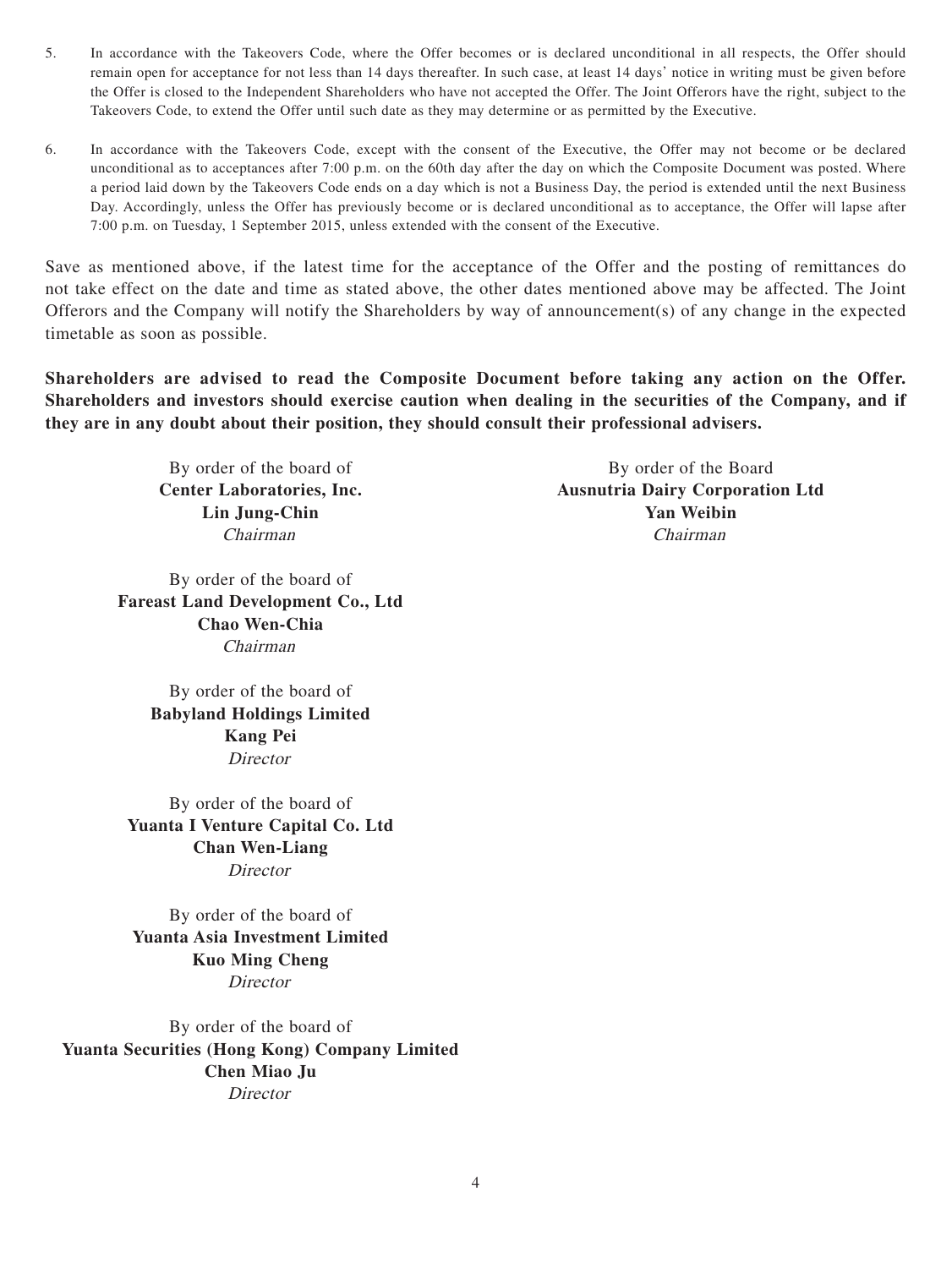5. In accordance with the Takeovers Code, where the Offer becomes or is declared unconditional in all respects, the Offer should remain open for acceptance for not less than 14 days thereafter. In such case, at least 14 days' notice in writing must be given before the Offer is closed to the Independent Shareholders who have not accepted the Offer. The Joint Offerors have the right, subject to the Takeovers Code, to extend the Offer until such date as they may determine or as permitted by the Executive.

6. In accordance with the Takeovers Code, except with the consent of the Executive, the Offer may not become or be declared unconditional as to acceptances after 7:00 p.m. on the 60th day after the day on which the Composite Document was posted. Where a period laid down by the Takeovers Code ends on a day which is not a Business Day, the period is extended until the next Business Day. Accordingly, unless the Offer has previously become or is declared unconditional as to acceptance, the Offer will lapse after 7:00 p.m. on Tuesday, 1 September 2015, unless extended with the consent of the Executive.

Save as mentioned above, if the latest time for the acceptance of the Offer and the posting of remittances do not take effect on the date and time as stated above, the other dates mentioned above may be affected. The Joint Offerors and the Company will notify the Shareholders by way of announcement(s) of any change in the expected timetable as soon as possible.

**Shareholders are advised to read the Composite Document before taking any action on the Offer. Shareholders and investors should exercise caution when dealing in the securities of the Company, and if they are in any doubt about their position, they should consult their professional advisers.**

By order of the board of
**Center Laboratories, Inc.**
**Lin Jung-Chin**
*Chairman*

By order of the Board
**Ausnutria Dairy Corporation Ltd**
**Yan Weibin**
*Chairman*

By order of the board of
**Fareast Land Development Co., Ltd**
**Chao Wen-Chia**
*Chairman*

By order of the board of
**Babyland Holdings Limited**
**Kang Pei**
*Director*

By order of the board of
**Yuanta I Venture Capital Co. Ltd**
**Chan Wen-Liang**
*Director*

By order of the board of
**Yuanta Asia Investment Limited**
**Kuo Ming Cheng**
*Director*

By order of the board of
**Yuanta Securities (Hong Kong) Company Limited**
**Chen Miao Ju**
*Director*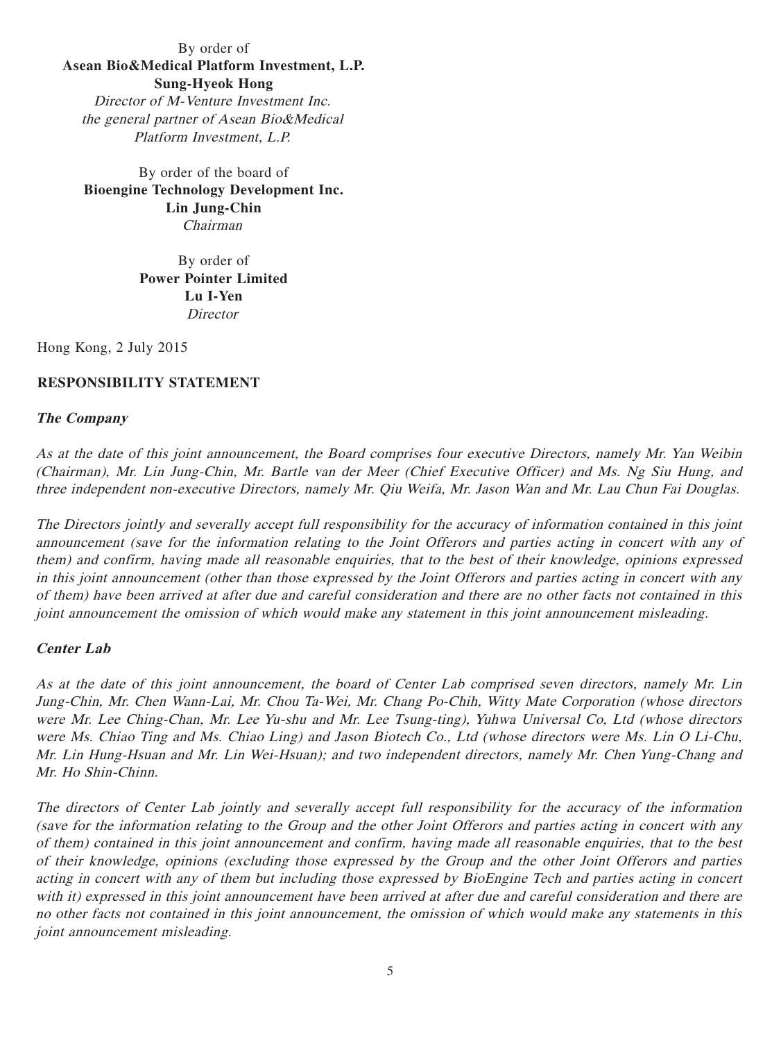By order of
**Asean Bio&Medical Platform Investment, L.P.**
**Sung-Hyeok Hong**
*Director of M-Venture Investment Inc.*
*the general partner of Asean Bio&Medical*
*Platform Investment, L.P.*

By order of the board of
**Bioengine Technology Development Inc.**
**Lin Jung-Chin**
*Chairman*

By order of
**Power Pointer Limited**
**Lu I-Yen**
*Director*

Hong Kong, 2 July 2015

## RESPONSIBILITY STATEMENT

### *The Company*

*As at the date of this joint announcement, the Board comprises four executive Directors, namely Mr. Yan Weibin (Chairman), Mr. Lin Jung-Chin, Mr. Bartle van der Meer (Chief Executive Officer) and Ms. Ng Siu Hung, and three independent non-executive Directors, namely Mr. Qiu Weifa, Mr. Jason Wan and Mr. Lau Chun Fai Douglas.*

*The Directors jointly and severally accept full responsibility for the accuracy of information contained in this joint announcement (save for the information relating to the Joint Offerors and parties acting in concert with any of them) and confirm, having made all reasonable enquiries, that to the best of their knowledge, opinions expressed in this joint announcement (other than those expressed by the Joint Offerors and parties acting in concert with any of them) have been arrived at after due and careful consideration and there are no other facts not contained in this joint announcement the omission of which would make any statement in this joint announcement misleading.*

### *Center Lab*

*As at the date of this joint announcement, the board of Center Lab comprised seven directors, namely Mr. Lin Jung-Chin, Mr. Chen Wann-Lai, Mr. Chou Ta-Wei, Mr. Chang Po-Chih, Witty Mate Corporation (whose directors were Mr. Lee Ching-Chan, Mr. Lee Yu-shu and Mr. Lee Tsung-ting), Yuhwa Universal Co, Ltd (whose directors were Ms. Chiao Ting and Ms. Chiao Ling) and Jason Biotech Co., Ltd (whose directors were Ms. Lin O Li-Chu, Mr. Lin Hung-Hsuan and Mr. Lin Wei-Hsuan); and two independent directors, namely Mr. Chen Yung-Chang and Mr. Ho Shin-Chinn.*

*The directors of Center Lab jointly and severally accept full responsibility for the accuracy of the information (save for the information relating to the Group and the other Joint Offerors and parties acting in concert with any of them) contained in this joint announcement and confirm, having made all reasonable enquiries, that to the best of their knowledge, opinions (excluding those expressed by the Group and the other Joint Offerors and parties acting in concert with any of them but including those expressed by BioEngine Tech and parties acting in concert with it) expressed in this joint announcement have been arrived at after due and careful consideration and there are no other facts not contained in this joint announcement, the omission of which would make any statements in this joint announcement misleading.*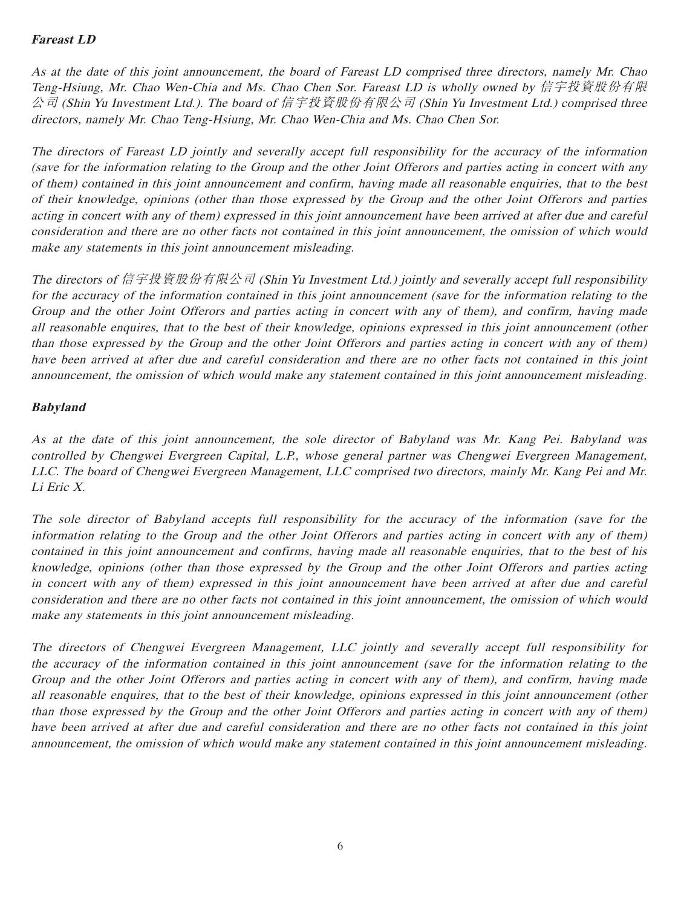***Fareast LD***

*As at the date of this joint announcement, the board of Fareast LD comprised three directors, namely Mr. Chao Teng-Hsiung, Mr. Chao Wen-Chia and Ms. Chao Chen Sor. Fareast LD is wholly owned by 信宇投資股份有限公司 (Shin Yu Investment Ltd.). The board of 信宇投資股份有限公司 (Shin Yu Investment Ltd.) comprised three directors, namely Mr. Chao Teng-Hsiung, Mr. Chao Wen-Chia and Ms. Chao Chen Sor.*

*The directors of Fareast LD jointly and severally accept full responsibility for the accuracy of the information (save for the information relating to the Group and the other Joint Offerors and parties acting in concert with any of them) contained in this joint announcement and confirm, having made all reasonable enquiries, that to the best of their knowledge, opinions (other than those expressed by the Group and the other Joint Offerors and parties acting in concert with any of them) expressed in this joint announcement have been arrived at after due and careful consideration and there are no other facts not contained in this joint announcement, the omission of which would make any statements in this joint announcement misleading.*

*The directors of 信宇投資股份有限公司 (Shin Yu Investment Ltd.) jointly and severally accept full responsibility for the accuracy of the information contained in this joint announcement (save for the information relating to the Group and the other Joint Offerors and parties acting in concert with any of them), and confirm, having made all reasonable enquires, that to the best of their knowledge, opinions expressed in this joint announcement (other than those expressed by the Group and the other Joint Offerors and parties acting in concert with any of them) have been arrived at after due and careful consideration and there are no other facts not contained in this joint announcement, the omission of which would make any statement contained in this joint announcement misleading.*

***Babyland***

*As at the date of this joint announcement, the sole director of Babyland was Mr. Kang Pei. Babyland was controlled by Chengwei Evergreen Capital, L.P., whose general partner was Chengwei Evergreen Management, LLC. The board of Chengwei Evergreen Management, LLC comprised two directors, mainly Mr. Kang Pei and Mr. Li Eric X.*

*The sole director of Babyland accepts full responsibility for the accuracy of the information (save for the information relating to the Group and the other Joint Offerors and parties acting in concert with any of them) contained in this joint announcement and confirms, having made all reasonable enquiries, that to the best of his knowledge, opinions (other than those expressed by the Group and the other Joint Offerors and parties acting in concert with any of them) expressed in this joint announcement have been arrived at after due and careful consideration and there are no other facts not contained in this joint announcement, the omission of which would make any statements in this joint announcement misleading.*

*The directors of Chengwei Evergreen Management, LLC jointly and severally accept full responsibility for the accuracy of the information contained in this joint announcement (save for the information relating to the Group and the other Joint Offerors and parties acting in concert with any of them), and confirm, having made all reasonable enquires, that to the best of their knowledge, opinions expressed in this joint announcement (other than those expressed by the Group and the other Joint Offerors and parties acting in concert with any of them) have been arrived at after due and careful consideration and there are no other facts not contained in this joint announcement, the omission of which would make any statement contained in this joint announcement misleading.*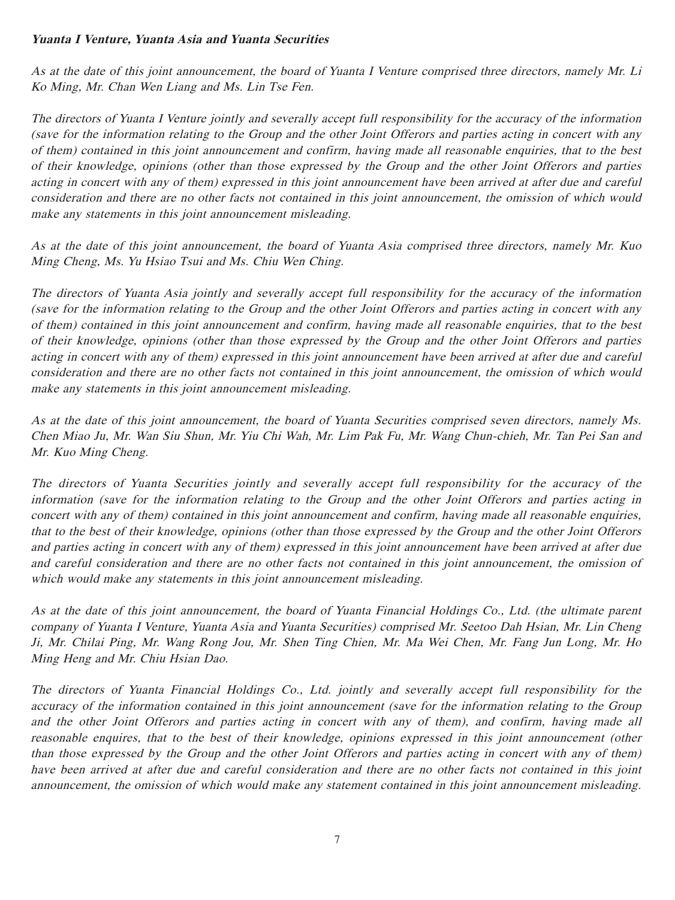**_Yuanta I Venture, Yuanta Asia and Yuanta Securities_**

_As at the date of this joint announcement, the board of Yuanta I Venture comprised three directors, namely Mr. Li Ko Ming, Mr. Chan Wen Liang and Ms. Lin Tse Fen._

_The directors of Yuanta I Venture jointly and severally accept full responsibility for the accuracy of the information (save for the information relating to the Group and the other Joint Offerors and parties acting in concert with any of them) contained in this joint announcement and confirm, having made all reasonable enquiries, that to the best of their knowledge, opinions (other than those expressed by the Group and the other Joint Offerors and parties acting in concert with any of them) expressed in this joint announcement have been arrived at after due and careful consideration and there are no other facts not contained in this joint announcement, the omission of which would make any statements in this joint announcement misleading._

_As at the date of this joint announcement, the board of Yuanta Asia comprised three directors, namely Mr. Kuo Ming Cheng, Ms. Yu Hsiao Tsui and Ms. Chiu Wen Ching._

_The directors of Yuanta Asia jointly and severally accept full responsibility for the accuracy of the information (save for the information relating to the Group and the other Joint Offerors and parties acting in concert with any of them) contained in this joint announcement and confirm, having made all reasonable enquiries, that to the best of their knowledge, opinions (other than those expressed by the Group and the other Joint Offerors and parties acting in concert with any of them) expressed in this joint announcement have been arrived at after due and careful consideration and there are no other facts not contained in this joint announcement, the omission of which would make any statements in this joint announcement misleading._

_As at the date of this joint announcement, the board of Yuanta Securities comprised seven directors, namely Ms. Chen Miao Ju, Mr. Wan Siu Shun, Mr. Yiu Chi Wah, Mr. Lim Pak Fu, Mr. Wang Chun-chieh, Mr. Tan Pei San and Mr. Kuo Ming Cheng._

_The directors of Yuanta Securities jointly and severally accept full responsibility for the accuracy of the information (save for the information relating to the Group and the other Joint Offerors and parties acting in concert with any of them) contained in this joint announcement and confirm, having made all reasonable enquiries, that to the best of their knowledge, opinions (other than those expressed by the Group and the other Joint Offerors and parties acting in concert with any of them) expressed in this joint announcement have been arrived at after due and careful consideration and there are no other facts not contained in this joint announcement, the omission of which would make any statements in this joint announcement misleading._

_As at the date of this joint announcement, the board of Yuanta Financial Holdings Co., Ltd. (the ultimate parent company of Yuanta I Venture, Yuanta Asia and Yuanta Securities) comprised Mr. Seetoo Dah Hsian, Mr. Lin Cheng Ji, Mr. Chilai Ping, Mr. Wang Rong Jou, Mr. Shen Ting Chien, Mr. Ma Wei Chen, Mr. Fang Jun Long, Mr. Ho Ming Heng and Mr. Chiu Hsian Dao._

_The directors of Yuanta Financial Holdings Co., Ltd. jointly and severally accept full responsibility for the accuracy of the information contained in this joint announcement (save for the information relating to the Group and the other Joint Offerors and parties acting in concert with any of them), and confirm, having made all reasonable enquires, that to the best of their knowledge, opinions expressed in this joint announcement (other than those expressed by the Group and the other Joint Offerors and parties acting in concert with any of them) have been arrived at after due and careful consideration and there are no other facts not contained in this joint announcement, the omission of which would make any statement contained in this joint announcement misleading._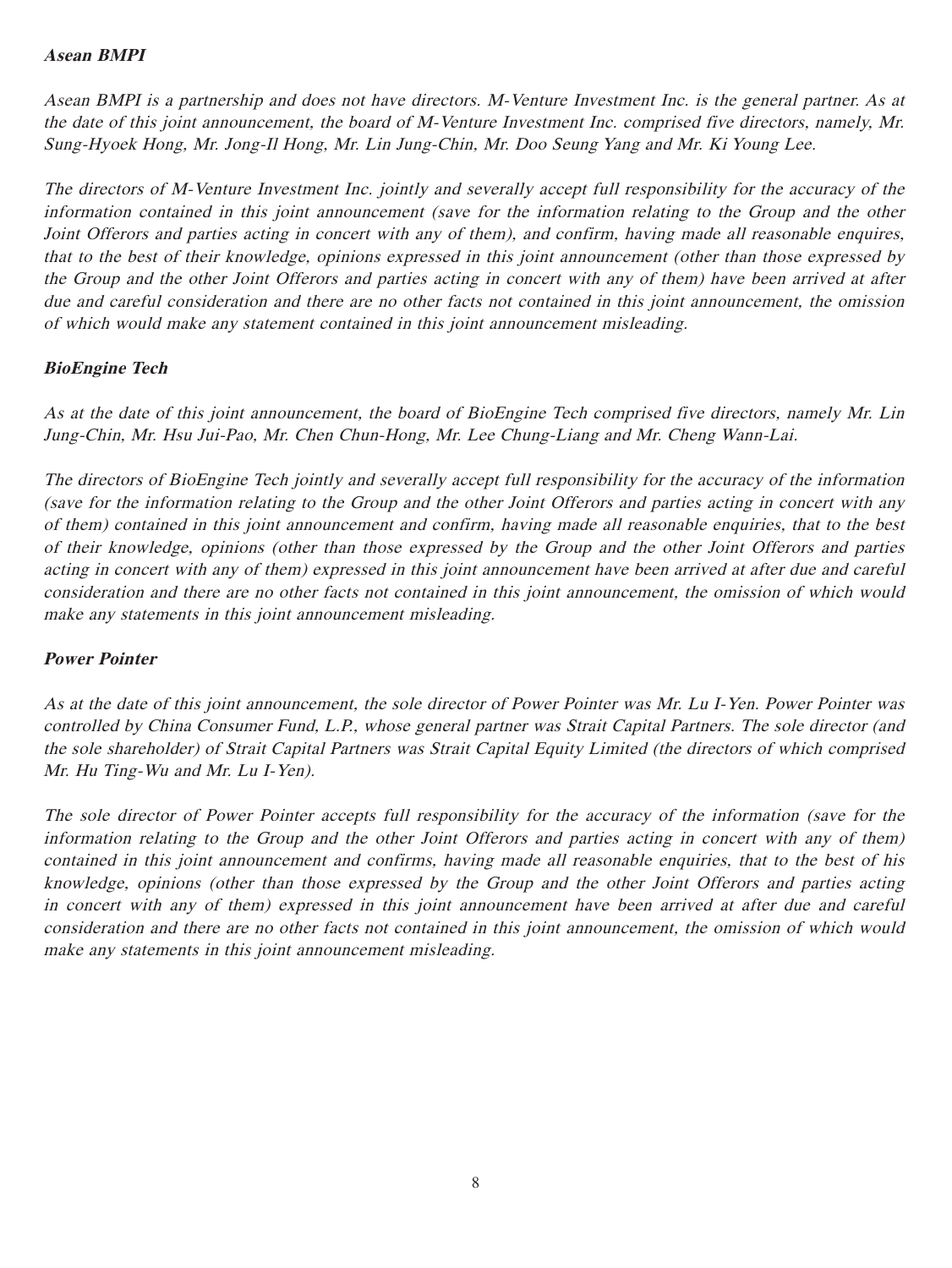***Asean BMPI***

*Asean BMPI is a partnership and does not have directors. M-Venture Investment Inc. is the general partner. As at the date of this joint announcement, the board of M-Venture Investment Inc. comprised five directors, namely, Mr. Sung-Hyoek Hong, Mr. Jong-Il Hong, Mr. Lin Jung-Chin, Mr. Doo Seung Yang and Mr. Ki Young Lee.*

*The directors of M-Venture Investment Inc. jointly and severally accept full responsibility for the accuracy of the information contained in this joint announcement (save for the information relating to the Group and the other Joint Offerors and parties acting in concert with any of them), and confirm, having made all reasonable enquires, that to the best of their knowledge, opinions expressed in this joint announcement (other than those expressed by the Group and the other Joint Offerors and parties acting in concert with any of them) have been arrived at after due and careful consideration and there are no other facts not contained in this joint announcement, the omission of which would make any statement contained in this joint announcement misleading.*

***BioEngine Tech***

*As at the date of this joint announcement, the board of BioEngine Tech comprised five directors, namely Mr. Lin Jung-Chin, Mr. Hsu Jui-Pao, Mr. Chen Chun-Hong, Mr. Lee Chung-Liang and Mr. Cheng Wann-Lai.*

*The directors of BioEngine Tech jointly and severally accept full responsibility for the accuracy of the information (save for the information relating to the Group and the other Joint Offerors and parties acting in concert with any of them) contained in this joint announcement and confirm, having made all reasonable enquiries, that to the best of their knowledge, opinions (other than those expressed by the Group and the other Joint Offerors and parties acting in concert with any of them) expressed in this joint announcement have been arrived at after due and careful consideration and there are no other facts not contained in this joint announcement, the omission of which would make any statements in this joint announcement misleading.*

***Power Pointer***

*As at the date of this joint announcement, the sole director of Power Pointer was Mr. Lu I-Yen. Power Pointer was controlled by China Consumer Fund, L.P., whose general partner was Strait Capital Partners. The sole director (and the sole shareholder) of Strait Capital Partners was Strait Capital Equity Limited (the directors of which comprised Mr. Hu Ting-Wu and Mr. Lu I-Yen).*

*The sole director of Power Pointer accepts full responsibility for the accuracy of the information (save for the information relating to the Group and the other Joint Offerors and parties acting in concert with any of them) contained in this joint announcement and confirms, having made all reasonable enquiries, that to the best of his knowledge, opinions (other than those expressed by the Group and the other Joint Offerors and parties acting in concert with any of them) expressed in this joint announcement have been arrived at after due and careful consideration and there are no other facts not contained in this joint announcement, the omission of which would make any statements in this joint announcement misleading.*